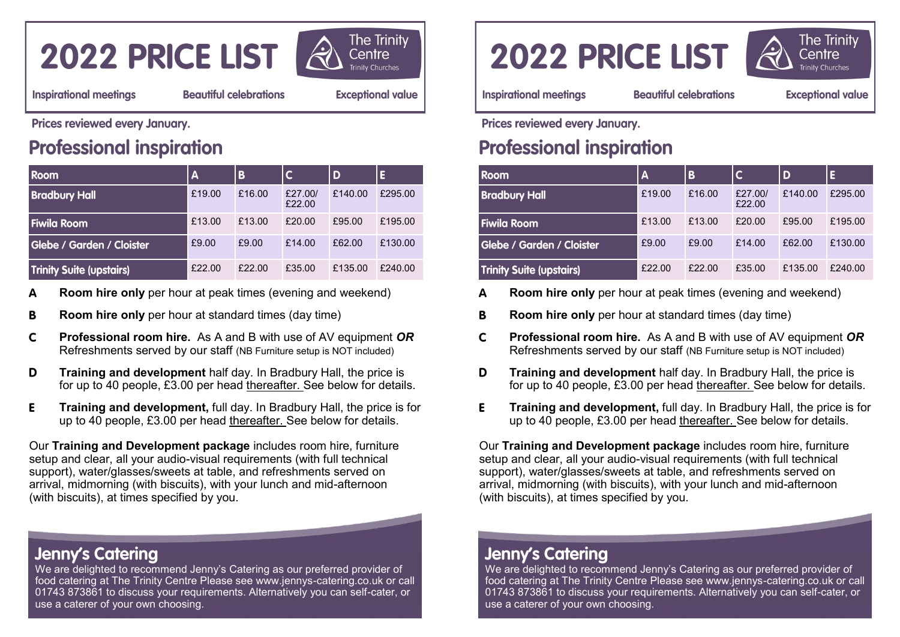# 2022 PRICE LIST

The Trinity Centre
Trinity Churches

**Inspirational meetings** **Beautiful celebrations** **Exceptional value**

**Prices reviewed every January.**

## Professional inspiration

| Room | A | B | C | D | E |
|---|---|---|---|---|---|
| Bradbury Hall | £19.00 | £16.00 | £27.00/ £22.00 | £140.00 | £295.00 |
| Fiwila Room | £13.00 | £13.00 | £20.00 | £95.00 | £195.00 |
| Glebe / Garden / Cloister | £9.00 | £9.00 | £14.00 | £62.00 | £130.00 |
| Trinity Suite (upstairs) | £22.00 | £22.00 | £35.00 | £135.00 | £240.00 |

**A** **Room hire only** per hour at peak times (evening and weekend)

**B** **Room hire only** per hour at standard times (day time)

**C** **Professional room hire.** As A and B with use of AV equipment ***OR*** Refreshments served by our staff (NB Furniture setup is NOT included)

**D** **Training and development** half day. In Bradbury Hall, the price is for up to 40 people, £3.00 per head thereafter. See below for details.

**E** **Training and development,** full day. In Bradbury Hall, the price is for up to 40 people, £3.00 per head thereafter. See below for details.

Our **Training and Development package** includes room hire, furniture setup and clear, all your audio-visual requirements (with full technical support), water/glasses/sweets at table, and refreshments served on arrival, midmorning (with biscuits), with your lunch and mid-afternoon (with biscuits), at times specified by you.

## Jenny's Catering

We are delighted to recommend Jenny's Catering as our preferred provider of food catering at The Trinity Centre Please see www.jennys-catering.co.uk or call 01743 873861 to discuss your requirements. Alternatively you can self-cater, or use a caterer of your own choosing.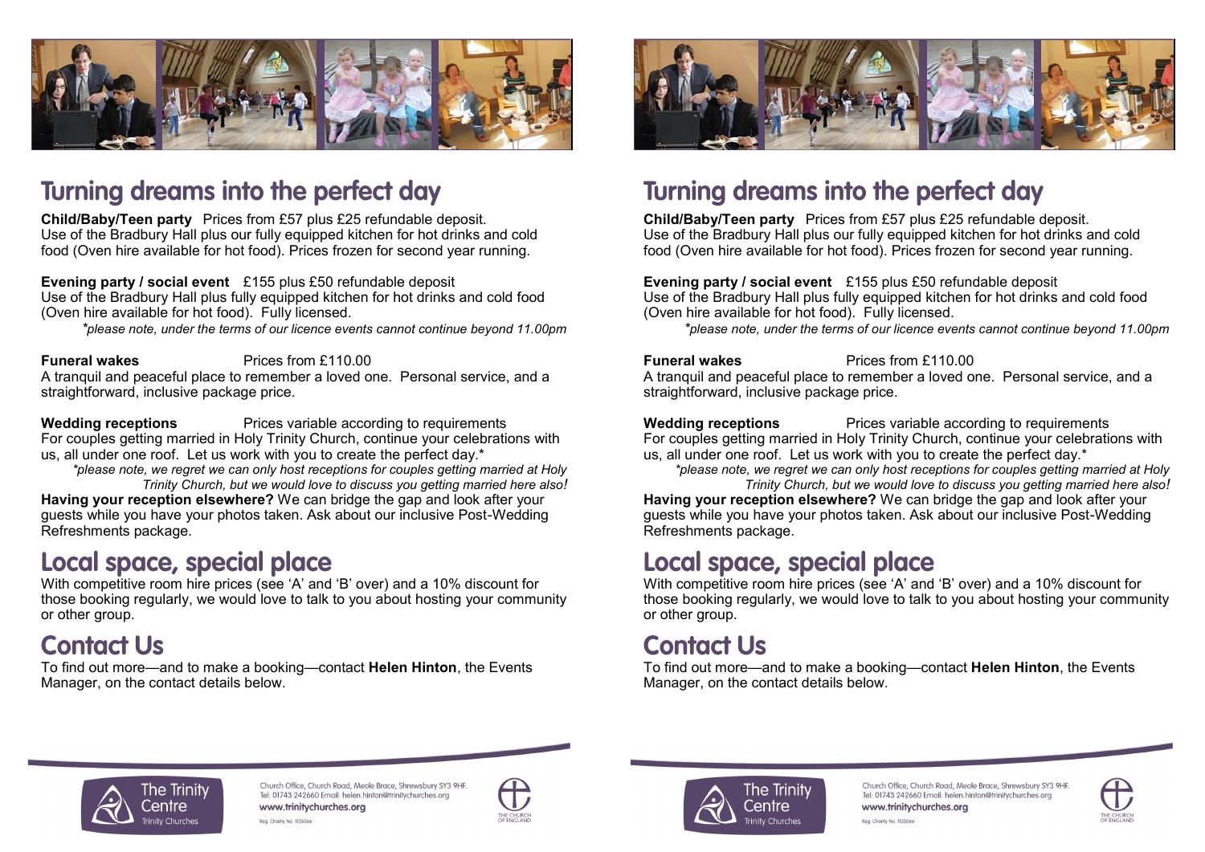# Turning dreams into the perfect day

**Child/Baby/Teen party** Prices from £57 plus £25 refundable deposit.
Use of the Bradbury Hall plus our fully equipped kitchen for hot drinks and cold food (Oven hire available for hot food). Prices frozen for second year running.

**Evening party / social event** £155 plus £50 refundable deposit
Use of the Bradbury Hall plus fully equipped kitchen for hot drinks and cold food (Oven hire available for hot food). Fully licensed.

*\*please note, under the terms of our licence events cannot continue beyond 11.00pm*

**Funeral wakes** Prices from £110.00
A tranquil and peaceful place to remember a loved one. Personal service, and a straightforward, inclusive package price.

**Wedding receptions** Prices variable according to requirements
For couples getting married in Holy Trinity Church, continue your celebrations with us, all under one roof. Let us work with you to create the perfect day.*

*\*please note, we regret we can only host receptions for couples getting married at Holy Trinity Church, but we would love to discuss you getting married here also!*

**Having your reception elsewhere?** We can bridge the gap and look after your guests while you have your photos taken. Ask about our inclusive Post-Wedding Refreshments package.

# Local space, special place

With competitive room hire prices (see 'A' and 'B' over) and a 10% discount for those booking regularly, we would love to talk to you about hosting your community or other group.

# Contact Us

To find out more—and to make a booking—contact **Helen Hinton**, the Events Manager, on the contact details below.

The Trinity Centre
Trinity Churches

Church Office, Church Road, Meole Brace, Shrewsbury SY3 9HF.
Tel: 01743 242660 Email: helen.hinton@trinitychurches.org
**www.trinitychurches.org**
Reg. Charity No. 1135066

THE CHURCH OF ENGLAND

# Turning dreams into the perfect day

**Child/Baby/Teen party** Prices from £57 plus £25 refundable deposit.
Use of the Bradbury Hall plus our fully equipped kitchen for hot drinks and cold food (Oven hire available for hot food). Prices frozen for second year running.

**Evening party / social event** £155 plus £50 refundable deposit
Use of the Bradbury Hall plus fully equipped kitchen for hot drinks and cold food (Oven hire available for hot food). Fully licensed.

*\*please note, under the terms of our licence events cannot continue beyond 11.00pm*

**Funeral wakes** Prices from £110.00
A tranquil and peaceful place to remember a loved one. Personal service, and a straightforward, inclusive package price.

**Wedding receptions** Prices variable according to requirements
For couples getting married in Holy Trinity Church, continue your celebrations with us, all under one roof. Let us work with you to create the perfect day.*

*\*please note, we regret we can only host receptions for couples getting married at Holy Trinity Church, but we would love to discuss you getting married here also!*

**Having your reception elsewhere?** We can bridge the gap and look after your guests while you have your photos taken. Ask about our inclusive Post-Wedding Refreshments package.

# Local space, special place

With competitive room hire prices (see 'A' and 'B' over) and a 10% discount for those booking regularly, we would love to talk to you about hosting your community or other group.

# Contact Us

To find out more—and to make a booking—contact **Helen Hinton**, the Events Manager, on the contact details below.

The Trinity Centre
Trinity Churches

Church Office, Church Road, Meole Brace, Shrewsbury SY3 9HF.
Tel: 01743 242660 Email: helen.hinton@trinitychurches.org
**www.trinitychurches.org**
Reg. Charity No. 1135066

THE CHURCH OF ENGLAND